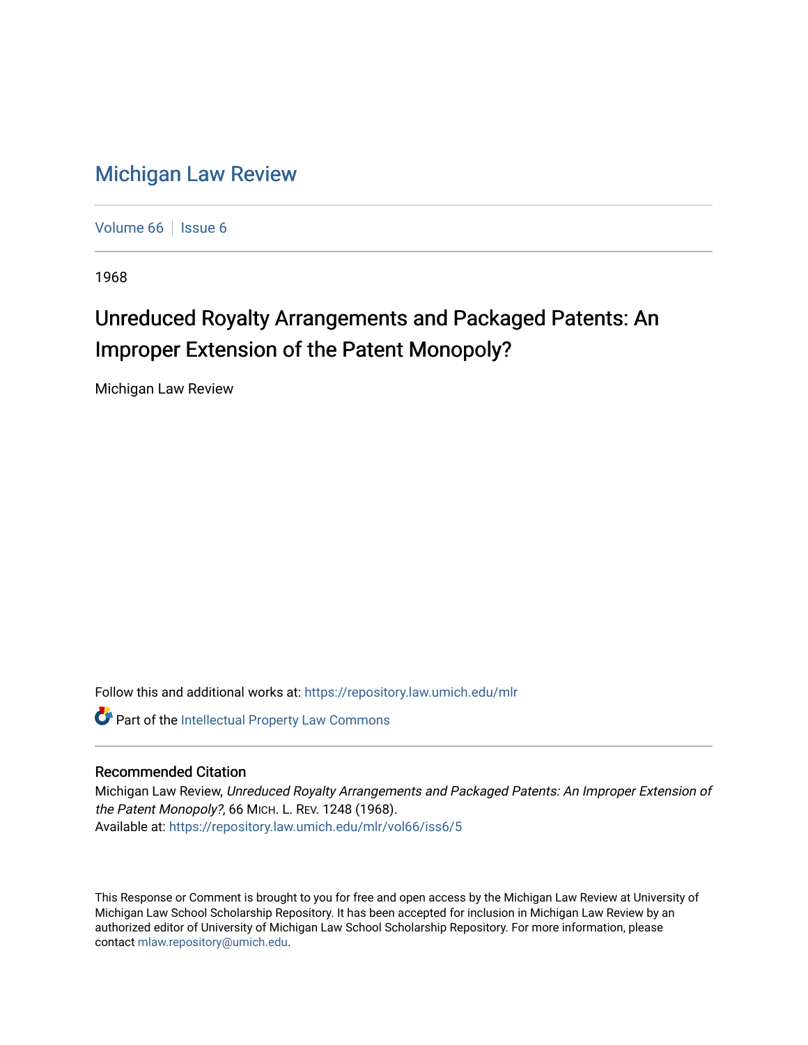# Michigan Law Review

Volume 66 | Issue 6

1968

## Unreduced Royalty Arrangements and Packaged Patents: An Improper Extension of the Patent Monopoly?

Michigan Law Review

Follow this and additional works at: https://repository.law.umich.edu/mlr

Part of the Intellectual Property Law Commons

### Recommended Citation

Michigan Law Review, *Unreduced Royalty Arrangements and Packaged Patents: An Improper Extension of the Patent Monopoly?*, 66 MICH. L. REV. 1248 (1968).
Available at: https://repository.law.umich.edu/mlr/vol66/iss6/5

This Response or Comment is brought to you for free and open access by the Michigan Law Review at University of Michigan Law School Scholarship Repository. It has been accepted for inclusion in Michigan Law Review by an authorized editor of University of Michigan Law School Scholarship Repository. For more information, please contact mlaw.repository@umich.edu.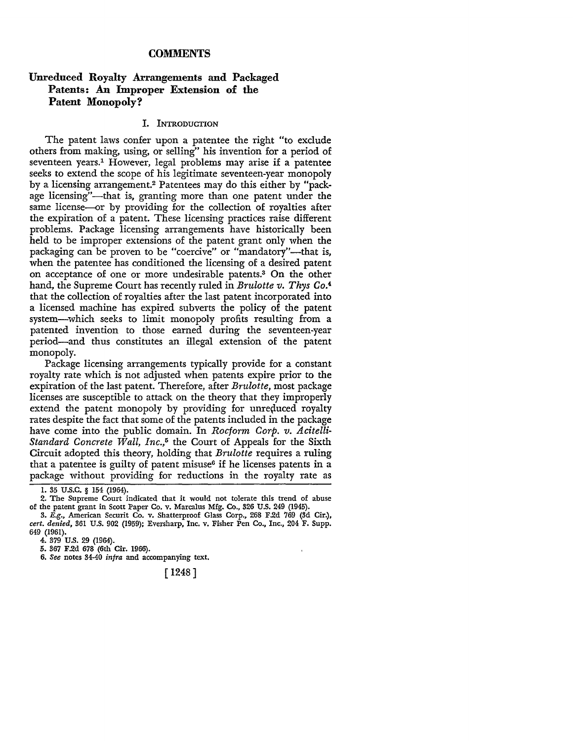## COMMENTS

# Unreduced Royalty Arrangements and Packaged Patents: An Improper Extension of the Patent Monopoly?

### I. Introduction

The patent laws confer upon a patentee the right "to exclude others from making, using, or selling" his invention for a period of seventeen years.[1] However, legal problems may arise if a patentee seeks to extend the scope of his legitimate seventeen-year monopoly by a licensing arrangement.[2] Patentees may do this either by "package licensing"—that is, granting more than one patent under the same license—or by providing for the collection of royalties after the expiration of a patent. These licensing practices raise different problems. Package licensing arrangements have historically been held to be improper extensions of the patent grant only when the packaging can be proven to be "coercive" or "mandatory"—that is, when the patentee has conditioned the licensing of a desired patent on acceptance of one or more undesirable patents.[3] On the other hand, the Supreme Court has recently ruled in *Brulotte v. Thys Co.*[4] that the collection of royalties after the last patent incorporated into a licensed machine has expired subverts the policy of the patent system—which seeks to limit monopoly profits resulting from a patented invention to those earned during the seventeen-year period—and thus constitutes an illegal extension of the patent monopoly.

Package licensing arrangements typically provide for a constant royalty rate which is not adjusted when patents expire prior to the expiration of the last patent. Therefore, after *Brulotte*, most package licenses are susceptible to attack on the theory that they improperly extend the patent monopoly by providing for unreduced royalty rates despite the fact that some of the patents included in the package have come into the public domain. In *Rocform Corp. v. Acitelli-Standard Concrete Wall, Inc.*,[5] the Court of Appeals for the Sixth Circuit adopted this theory, holding that *Brulotte* requires a ruling that a patentee is guilty of patent misuse[6] if he licenses patents in a package without providing for reductions in the royalty rate as

---

1. 35 U.S.C. § 154 (1964).

2. The Supreme Court indicated that it would not tolerate this trend of abuse of the patent grant in Scott Paper Co. v. Marcalus Mfg. Co., 326 U.S. 249 (1945).

3. *E.g.*, American Securit Co. v. Shatterproof Glass Corp., 268 F.2d 769 (3d Cir.), *cert. denied*, 361 U.S. 902 (1959); Eversharp, Inc. v. Fisher Pen Co., Inc., 204 F. Supp. 649 (1961).

4. 379 U.S. 29 (1964).

5. 367 F.2d 678 (6th Cir. 1966).

6. *See* notes 34-40 *infra* and accompanying text.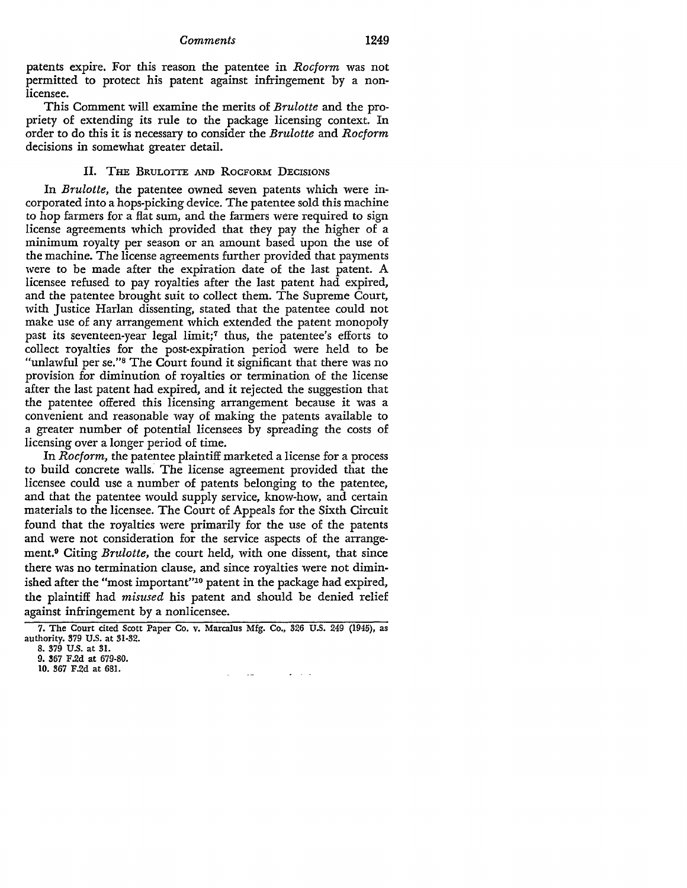patents expire. For this reason the patentee in *Rocform* was not permitted to protect his patent against infringement by a nonlicensee.

This Comment will examine the merits of *Brulotte* and the propriety of extending its rule to the package licensing context. In order to do this it is necessary to consider the *Brulotte* and *Rocform* decisions in somewhat greater detail.

## II. The Brulotte and Rocform Decisions

In *Brulotte*, the patentee owned seven patents which were incorporated into a hops-picking device. The patentee sold this machine to hop farmers for a flat sum, and the farmers were required to sign license agreements which provided that they pay the higher of a minimum royalty per season or an amount based upon the use of the machine. The license agreements further provided that payments were to be made after the expiration date of the last patent. A licensee refused to pay royalties after the last patent had expired, and the patentee brought suit to collect them. The Supreme Court, with Justice Harlan dissenting, stated that the patentee could not make use of any arrangement which extended the patent monopoly past its seventeen-year legal limit;[7] thus, the patentee's efforts to collect royalties for the post-expiration period were held to be "unlawful per se."[8] The Court found it significant that there was no provision for diminution of royalties or termination of the license after the last patent had expired, and it rejected the suggestion that the patentee offered this licensing arrangement because it was a convenient and reasonable way of making the patents available to a greater number of potential licensees by spreading the costs of licensing over a longer period of time.

In *Rocform*, the patentee plaintiff marketed a license for a process to build concrete walls. The license agreement provided that the licensee could use a number of patents belonging to the patentee, and that the patentee would supply service, know-how, and certain materials to the licensee. The Court of Appeals for the Sixth Circuit found that the royalties were primarily for the use of the patents and were not consideration for the service aspects of the arrangement.[9] Citing *Brulotte*, the court held, with one dissent, that since there was no termination clause, and since royalties were not diminished after the "most important"[10] patent in the package had expired, the plaintiff had *misused* his patent and should be denied relief against infringement by a nonlicensee.

---

7. The Court cited Scott Paper Co. v. Marcalus Mfg. Co., 326 U.S. 249 (1945), as authority. 379 U.S. at 31-32.

8. 379 U.S. at 31.

9. 367 F.2d at 679-80.

10. 367 F.2d at 681.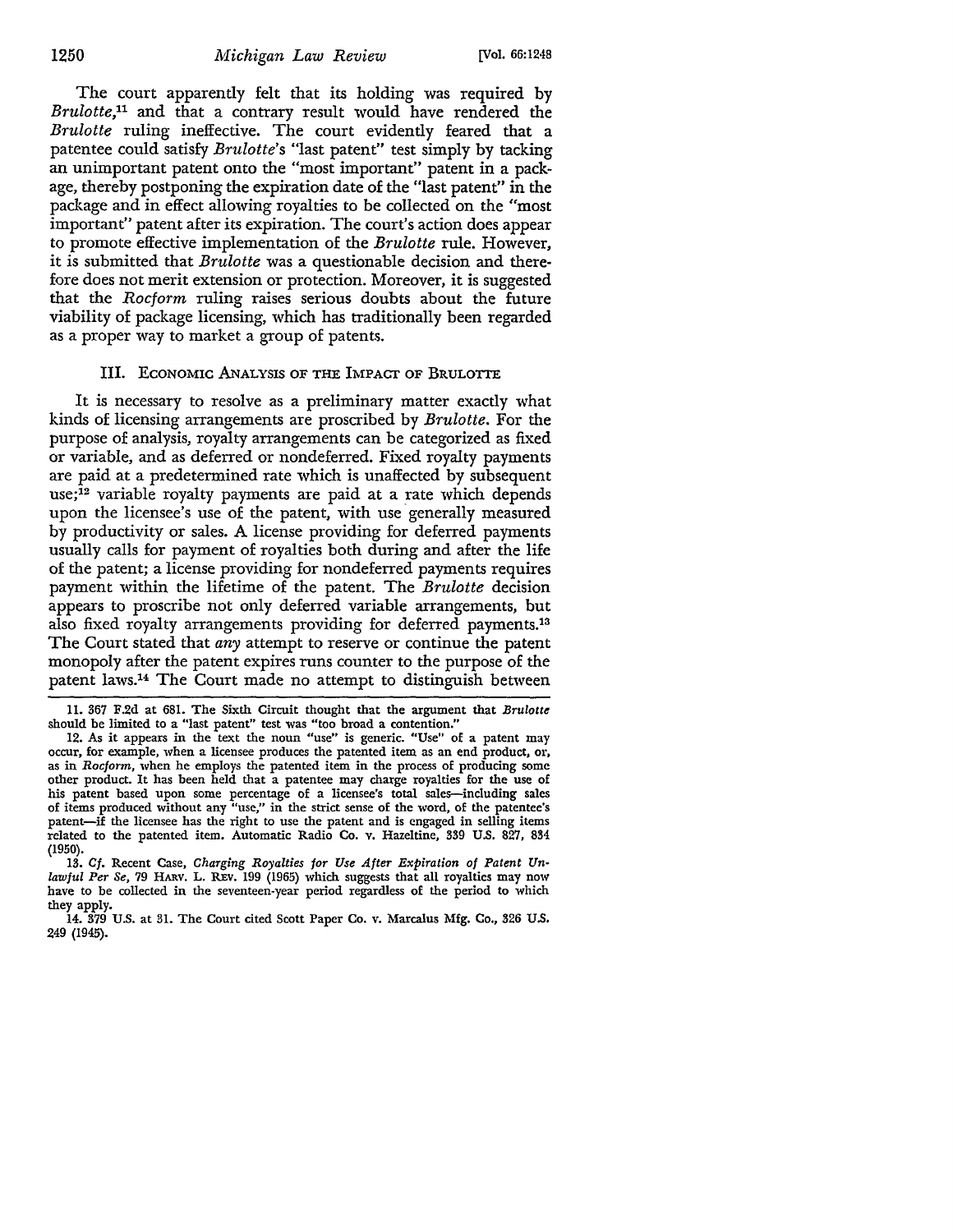The court apparently felt that its holding was required by *Brulotte*,[11] and that a contrary result would have rendered the *Brulotte* ruling ineffective. The court evidently feared that a patentee could satisfy *Brulotte*'s "last patent" test simply by tacking an unimportant patent onto the "most important" patent in a package, thereby postponing the expiration date of the "last patent" in the package and in effect allowing royalties to be collected on the "most important" patent after its expiration. The court's action does appear to promote effective implementation of the *Brulotte* rule. However, it is submitted that *Brulotte* was a questionable decision and therefore does not merit extension or protection. Moreover, it is suggested that the *Rocform* ruling raises serious doubts about the future viability of package licensing, which has traditionally been regarded as a proper way to market a group of patents.

### III. Economic Analysis of the Impact of Brulotte

It is necessary to resolve as a preliminary matter exactly what kinds of licensing arrangements are proscribed by *Brulotte*. For the purpose of analysis, royalty arrangements can be categorized as fixed or variable, and as deferred or nondeferred. Fixed royalty payments are paid at a predetermined rate which is unaffected by subsequent use;[12] variable royalty payments are paid at a rate which depends upon the licensee's use of the patent, with use generally measured by productivity or sales. A license providing for deferred payments usually calls for payment of royalties both during and after the life of the patent; a license providing for nondeferred payments requires payment within the lifetime of the patent. The *Brulotte* decision appears to proscribe not only deferred variable arrangements, but also fixed royalty arrangements providing for deferred payments.[13] The Court stated that *any* attempt to reserve or continue the patent monopoly after the patent expires runs counter to the purpose of the patent laws.[14] The Court made no attempt to distinguish between

---

11. 367 F.2d at 681. The Sixth Circuit thought that the argument that *Brulotte* should be limited to a "last patent" test was "too broad a contention."

12. As it appears in the text the noun "use" is generic. "Use" of a patent may occur, for example, when a licensee produces the patented item as an end product, or, as in *Rocform*, when he employs the patented item in the process of producing some other product. It has been held that a patentee may charge royalties for the use of his patent based upon some percentage of a licensee's total sales—including sales of items produced without any "use," in the strict sense of the word, of the patentee's patent—if the licensee has the right to use the patent and is engaged in selling items related to the patented item. Automatic Radio Co. v. Hazeltine, 339 U.S. 827, 834 (1950).

13. *Cf.* Recent Case, *Charging Royalties for Use After Expiration of Patent Unlawful Per Se*, 79 HARV. L. REV. 199 (1965) which suggests that all royalties may now have to be collected in the seventeen-year period regardless of the period to which they apply.

14. 379 U.S. at 31. The Court cited Scott Paper Co. v. Marcalus Mfg. Co., 326 U.S. 249 (1945).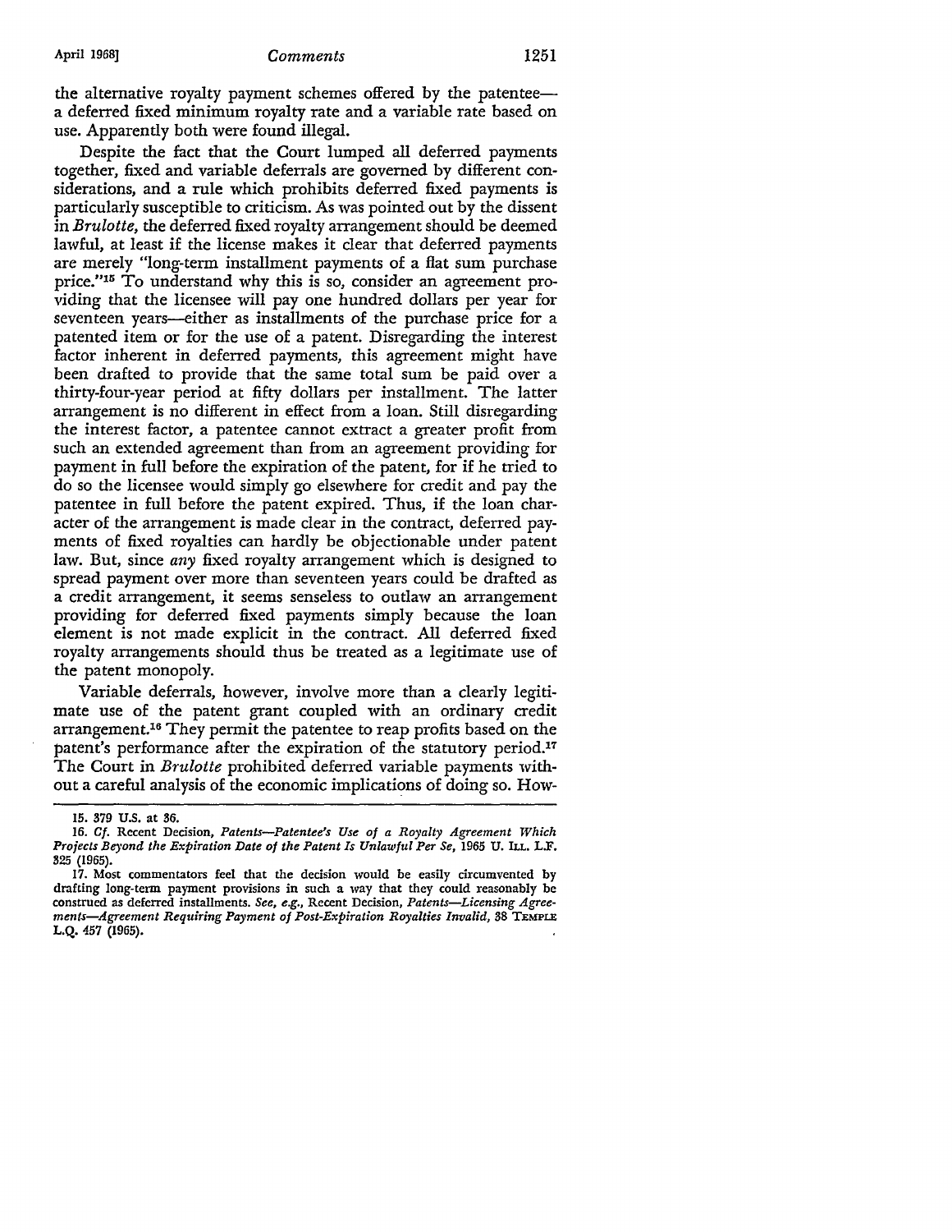the alternative royalty payment schemes offered by the patentee—a deferred fixed minimum royalty rate and a variable rate based on use. Apparently both were found illegal.

Despite the fact that the Court lumped all deferred payments together, fixed and variable deferrals are governed by different considerations, and a rule which prohibits deferred fixed payments is particularly susceptible to criticism. As was pointed out by the dissent in *Brulotte*, the deferred fixed royalty arrangement should be deemed lawful, at least if the license makes it clear that deferred payments are merely "long-term installment payments of a flat sum purchase price."[15] To understand why this is so, consider an agreement providing that the licensee will pay one hundred dollars per year for seventeen years—either as installments of the purchase price for a patented item or for the use of a patent. Disregarding the interest factor inherent in deferred payments, this agreement might have been drafted to provide that the same total sum be paid over a thirty-four-year period at fifty dollars per installment. The latter arrangement is no different in effect from a loan. Still disregarding the interest factor, a patentee cannot extract a greater profit from such an extended agreement than from an agreement providing for payment in full before the expiration of the patent, for if he tried to do so the licensee would simply go elsewhere for credit and pay the patentee in full before the patent expired. Thus, if the loan character of the arrangement is made clear in the contract, deferred payments of fixed royalties can hardly be objectionable under patent law. But, since *any* fixed royalty arrangement which is designed to spread payment over more than seventeen years could be drafted as a credit arrangement, it seems senseless to outlaw an arrangement providing for deferred fixed payments simply because the loan element is not made explicit in the contract. All deferred fixed royalty arrangements should thus be treated as a legitimate use of the patent monopoly.

Variable deferrals, however, involve more than a clearly legitimate use of the patent grant coupled with an ordinary credit arrangement.[16] They permit the patentee to reap profits based on the patent's performance after the expiration of the statutory period.[17] The Court in *Brulotte* prohibited deferred variable payments without a careful analysis of the economic implications of doing so. How-

---

15. 379 U.S. at 36.

16. *Cf.* Recent Decision, *Patents—Patentee's Use of a Royalty Agreement Which Projects Beyond the Expiration Date of the Patent Is Unlawful Per Se*, 1965 U. ILL. L.F. 325 (1965).

17. Most commentators feel that the decision would be easily circumvented by drafting long-term payment provisions in such a way that they could reasonably be construed as deferred installments. *See, e.g.*, Recent Decision, *Patents—Licensing Agreements—Agreement Requiring Payment of Post-Expiration Royalties Invalid*, 38 TEMPLE L.Q. 457 (1965).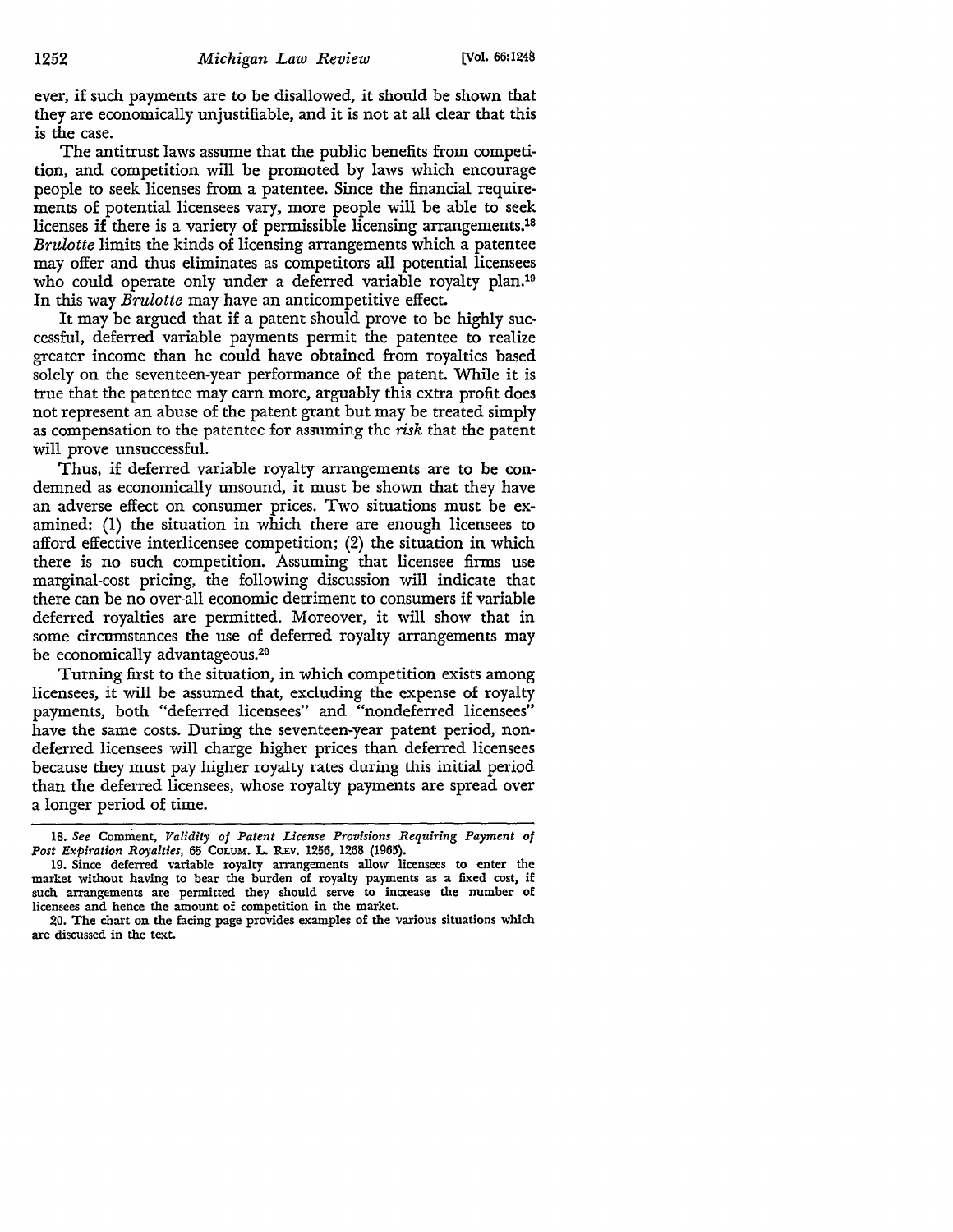ever, if such payments are to be disallowed, it should be shown that they are economically unjustifiable, and it is not at all clear that this is the case.

The antitrust laws assume that the public benefits from competition, and competition will be promoted by laws which encourage people to seek licenses from a patentee. Since the financial requirements of potential licensees vary, more people will be able to seek licenses if there is a variety of permissible licensing arrangements.[18] *Brulotte* limits the kinds of licensing arrangements which a patentee may offer and thus eliminates as competitors all potential licensees who could operate only under a deferred variable royalty plan.[19] In this way *Brulotte* may have an anticompetitive effect.

It may be argued that if a patent should prove to be highly successful, deferred variable payments permit the patentee to realize greater income than he could have obtained from royalties based solely on the seventeen-year performance of the patent. While it is true that the patentee may earn more, arguably this extra profit does not represent an abuse of the patent grant but may be treated simply as compensation to the patentee for assuming the *risk* that the patent will prove unsuccessful.

Thus, if deferred variable royalty arrangements are to be condemned as economically unsound, it must be shown that they have an adverse effect on consumer prices. Two situations must be examined: (1) the situation in which there are enough licensees to afford effective interlicensee competition; (2) the situation in which there is no such competition. Assuming that licensee firms use marginal-cost pricing, the following discussion will indicate that there can be no over-all economic detriment to consumers if variable deferred royalties are permitted. Moreover, it will show that in some circumstances the use of deferred royalty arrangements may be economically advantageous.[20]

Turning first to the situation, in which competition exists among licensees, it will be assumed that, excluding the expense of royalty payments, both "deferred licensees" and "nondeferred licensees" have the same costs. During the seventeen-year patent period, nondeferred licensees will charge higher prices than deferred licensees because they must pay higher royalty rates during this initial period than the deferred licensees, whose royalty payments are spread over a longer period of time.

---

18. *See* Comment, *Validity of Patent License Provisions Requiring Payment of Post Expiration Royalties*, 65 COLUM. L. REV. 1256, 1268 (1965).

19. Since deferred variable royalty arrangements allow licensees to enter the market without having to bear the burden of royalty payments as a fixed cost, if such arrangements are permitted they should serve to increase the number of licensees and hence the amount of competition in the market.

20. The chart on the facing page provides examples of the various situations which are discussed in the text.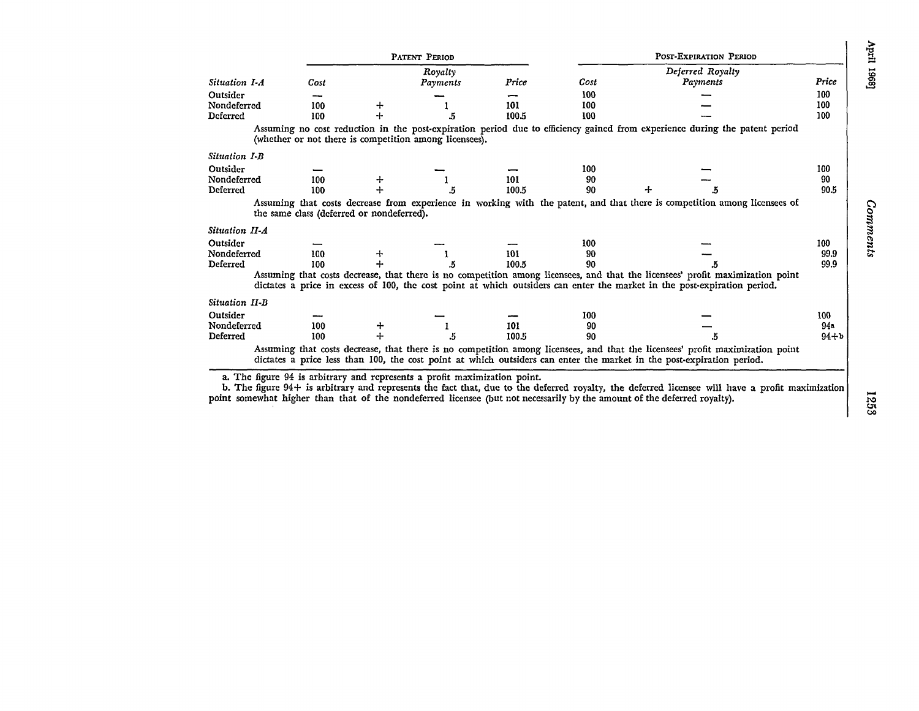| | Patent Period | | | | | Post-Expiration Period | | | |
|---|---|---|---|---|---|---|---|---|---|
| *Situation I-A* | *Cost* | | *Royalty Payments* | *Price* | *Cost* | | *Deferred Royalty Payments* | *Price* |
| Outsider | — | | — | — | 100 | | — | 100 |
| Nondeferred | 100 | + | 1 | 101 | 100 | | — | 100 |
| Deferred | 100 | + | .5 | 100.5 | 100 | | — | 100 |

Assuming no cost reduction in the post-expiration period due to efficiency gained from experience during the patent period (whether or not there is competition among licensees).

| *Situation I-B* | *Cost* | | *Royalty Payments* | *Price* | *Cost* | | *Deferred Royalty Payments* | *Price* |
|---|---|---|---|---|---|---|---|---|
| Outsider | — | | — | — | 100 | | — | 100 |
| Nondeferred | 100 | + | 1 | 101 | 90 | | — | 90 |
| Deferred | 100 | + | .5 | 100.5 | 90 | + | .5 | 90.5 |

Assuming that costs decrease from experience in working with the patent, and that there is competition among licensees of the same class (deferred or nondeferred).

| *Situation II-A* | *Cost* | | *Royalty Payments* | *Price* | *Cost* | | *Deferred Royalty Payments* | *Price* |
|---|---|---|---|---|---|---|---|---|
| Outsider | — | | — | — | 100 | | — | 100 |
| Nondeferred | 100 | + | 1 | 101 | 90 | | — | 99.9 |
| Deferred | 100 | + | .5 | 100.5 | 90 | | .5 | 99.9 |

Assuming that costs decrease, that there is no competition among licensees, and that the licensees' profit maximization point dictates a price in excess of 100, the cost point at which outsiders can enter the market in the post-expiration period.

| *Situation II-B* | *Cost* | | *Royalty Payments* | *Price* | *Cost* | | *Deferred Royalty Payments* | *Price* |
|---|---|---|---|---|---|---|---|---|
| Outsider | — | | — | — | 100 | | — | 100 |
| Nondeferred | 100 | + | 1 | 101 | 90 | | — | 94[a] |
| Deferred | 100 | + | .5 | 100.5 | 90 | | .5 | 94+[b] |

Assuming that costs decrease, that there is no competition among licensees, and that the licensees' profit maximization point dictates a price less than 100, the cost point at which outsiders can enter the market in the post-expiration period.

a. The figure 94 is arbitrary and represents a profit maximization point.

b. The figure 94+ is arbitrary and represents the fact that, due to the deferred royalty, the deferred licensee will have a profit maximization point somewhat higher than that of the nondeferred licensee (but not necessarily by the amount of the deferred royalty).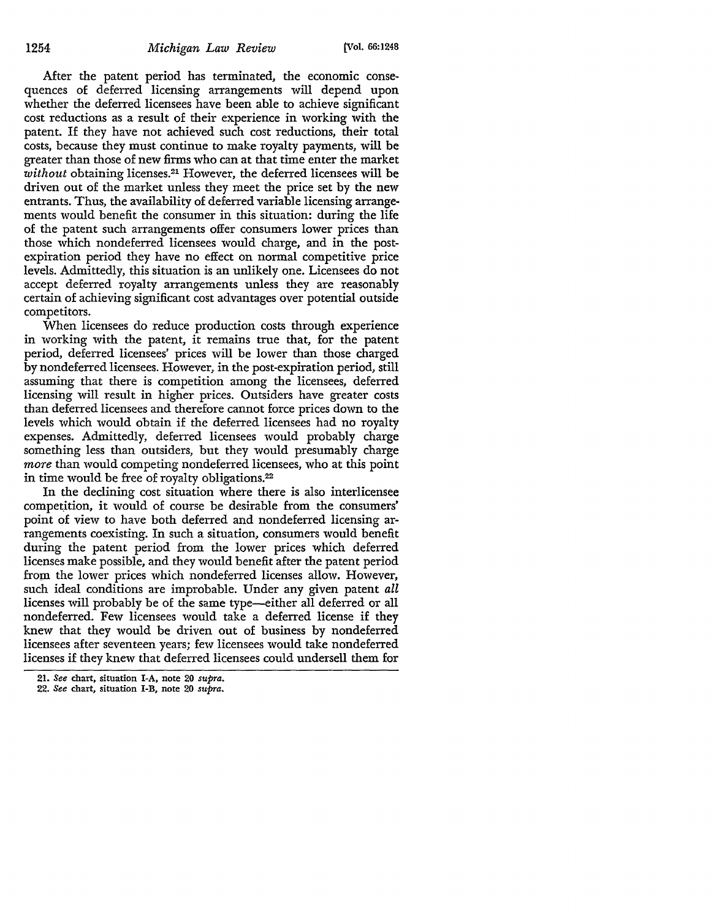After the patent period has terminated, the economic consequences of deferred licensing arrangements will depend upon whether the deferred licensees have been able to achieve significant cost reductions as a result of their experience in working with the patent. If they have not achieved such cost reductions, their total costs, because they must continue to make royalty payments, will be greater than those of new firms who can at that time enter the market *without* obtaining licenses.[21] However, the deferred licensees will be driven out of the market unless they meet the price set by the new entrants. Thus, the availability of deferred variable licensing arrangements would benefit the consumer in this situation: during the life of the patent such arrangements offer consumers lower prices than those which nondeferred licensees would charge, and in the post-expiration period they have no effect on normal competitive price levels. Admittedly, this situation is an unlikely one. Licensees do not accept deferred royalty arrangements unless they are reasonably certain of achieving significant cost advantages over potential outside competitors.

When licensees do reduce production costs through experience in working with the patent, it remains true that, for the patent period, deferred licensees' prices will be lower than those charged by nondeferred licensees. However, in the post-expiration period, still assuming that there is competition among the licensees, deferred licensing will result in higher prices. Outsiders have greater costs than deferred licensees and therefore cannot force prices down to the levels which would obtain if the deferred licensees had no royalty expenses. Admittedly, deferred licensees would probably charge something less than outsiders, but they would presumably charge *more* than would competing nondeferred licensees, who at this point in time would be free of royalty obligations.[22]

In the declining cost situation where there is also interlicensee competition, it would of course be desirable from the consumers' point of view to have both deferred and nondeferred licensing arrangements coexisting. In such a situation, consumers would benefit during the patent period from the lower prices which deferred licenses make possible, and they would benefit after the patent period from the lower prices which nondeferred licenses allow. However, such ideal conditions are improbable. Under any given patent *all* licenses will probably be of the same type—either all deferred or all nondeferred. Few licensees would take a deferred license if they knew that they would be driven out of business by nondeferred licensees after seventeen years; few licensees would take nondeferred licenses if they knew that deferred licensees could undersell them for

---

21. *See* chart, situation I-A, note 20 *supra*.

22. *See* chart, situation I-B, note 20 *supra*.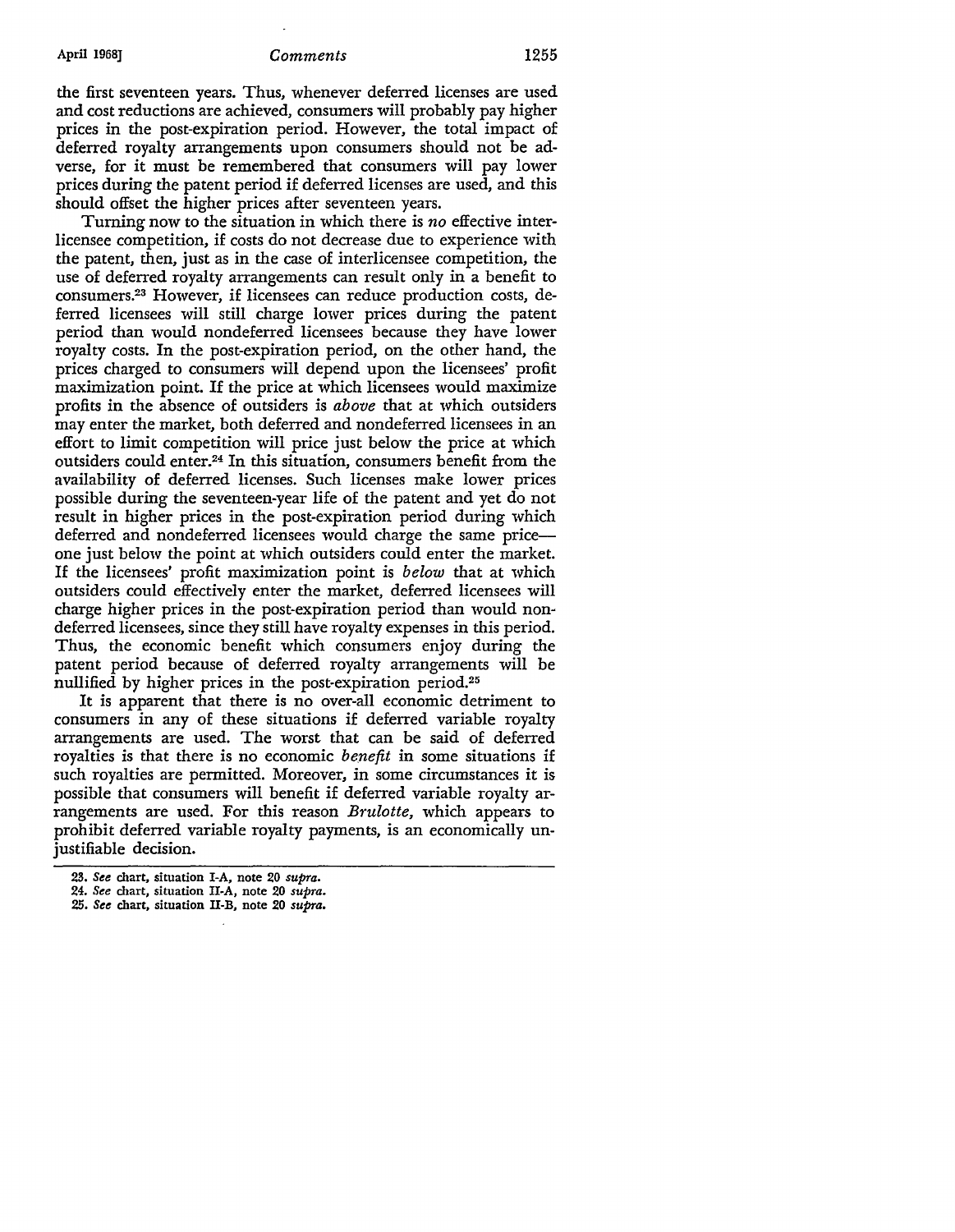the first seventeen years. Thus, whenever deferred licenses are used and cost reductions are achieved, consumers will probably pay higher prices in the post-expiration period. However, the total impact of deferred royalty arrangements upon consumers should not be adverse, for it must be remembered that consumers will pay lower prices during the patent period if deferred licenses are used, and this should offset the higher prices after seventeen years.

Turning now to the situation in which there is *no* effective interlicensee competition, if costs do not decrease due to experience with the patent, then, just as in the case of interlicensee competition, the use of deferred royalty arrangements can result only in a benefit to consumers.[23] However, if licensees can reduce production costs, deferred licensees will still charge lower prices during the patent period than would nondeferred licensees because they have lower royalty costs. In the post-expiration period, on the other hand, the prices charged to consumers will depend upon the licensees' profit maximization point. If the price at which licensees would maximize profits in the absence of outsiders is *above* that at which outsiders may enter the market, both deferred and nondeferred licensees in an effort to limit competition will price just below the price at which outsiders could enter.[24] In this situation, consumers benefit from the availability of deferred licenses. Such licenses make lower prices possible during the seventeen-year life of the patent and yet do not result in higher prices in the post-expiration period during which deferred and nondeferred licensees would charge the same price—one just below the point at which outsiders could enter the market. If the licensees' profit maximization point is *below* that at which outsiders could effectively enter the market, deferred licensees will charge higher prices in the post-expiration period than would nondeferred licensees, since they still have royalty expenses in this period. Thus, the economic benefit which consumers enjoy during the patent period because of deferred royalty arrangements will be nullified by higher prices in the post-expiration period.[25]

It is apparent that there is no over-all economic detriment to consumers in any of these situations if deferred variable royalty arrangements are used. The worst that can be said of deferred royalties is that there is no economic *benefit* in some situations if such royalties are permitted. Moreover, in some circumstances it is possible that consumers will benefit if deferred variable royalty arrangements are used. For this reason *Brulotte*, which appears to prohibit deferred variable royalty payments, is an economically unjustifiable decision.

---

23. *See* chart, situation I-A, note 20 *supra*.

24. *See* chart, situation II-A, note 20 *supra*.

25. *See* chart, situation II-B, note 20 *supra*.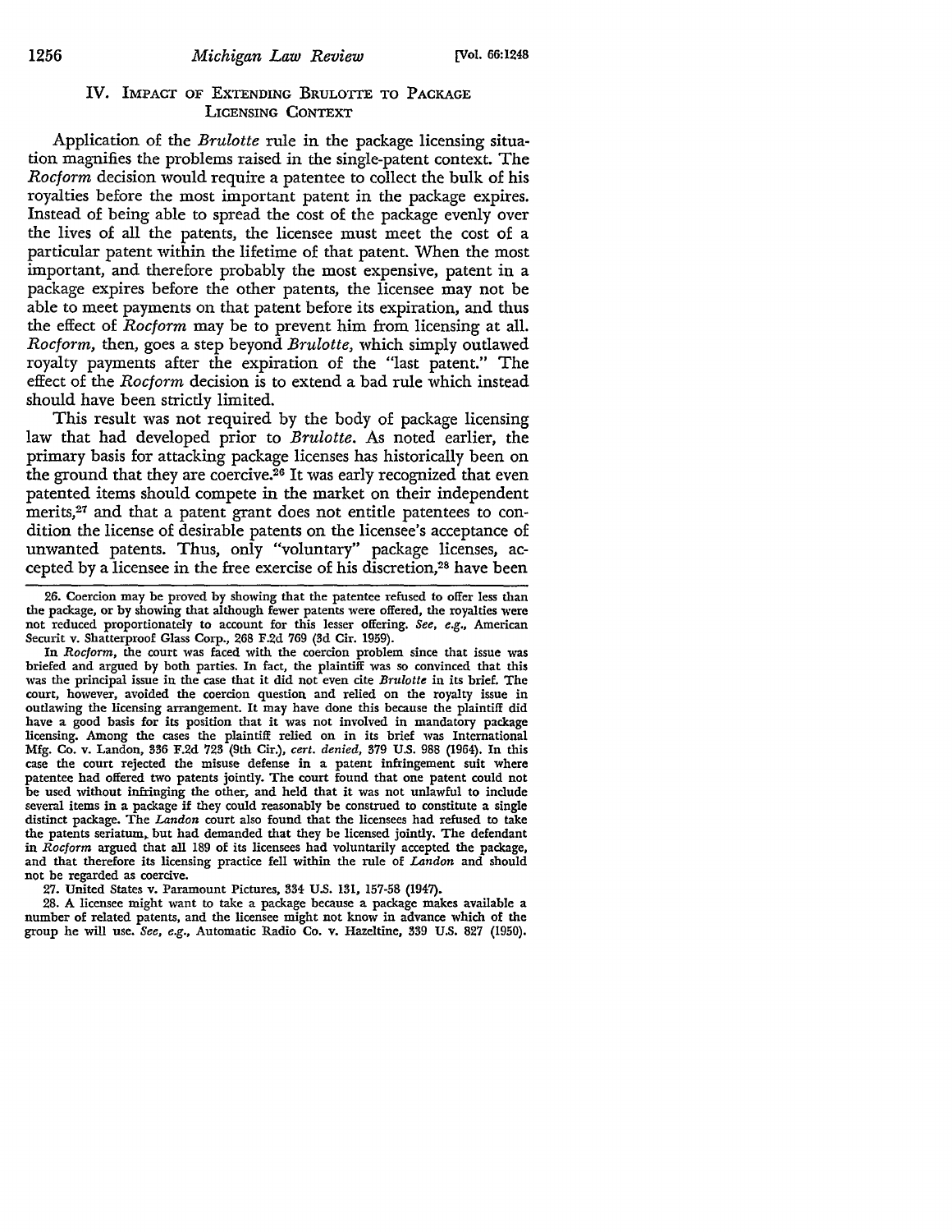## IV. Impact of Extending *Brulotte* to Package Licensing Context

Application of the *Brulotte* rule in the package licensing situation magnifies the problems raised in the single-patent context. The *Rocform* decision would require a patentee to collect the bulk of his royalties before the most important patent in the package expires. Instead of being able to spread the cost of the package evenly over the lives of all the patents, the licensee must meet the cost of a particular patent within the lifetime of that patent. When the most important, and therefore probably the most expensive, patent in a package expires before the other patents, the licensee may not be able to meet payments on that patent before its expiration, and thus the effect of *Rocform* may be to prevent him from licensing at all. *Rocform,* then, goes a step beyond *Brulotte,* which simply outlawed royalty payments after the expiration of the "last patent." The effect of the *Rocform* decision is to extend a bad rule which instead should have been strictly limited.

This result was not required by the body of package licensing law that had developed prior to *Brulotte.* As noted earlier, the primary basis for attacking package licenses has historically been on the ground that they are coercive.[26] It was early recognized that even patented items should compete in the market on their independent merits,[27] and that a patent grant does not entitle patentees to condition the license of desirable patents on the licensee's acceptance of unwanted patents. Thus, only "voluntary" package licenses, accepted by a licensee in the free exercise of his discretion,[28] have been

---

26. Coercion may be proved by showing that the patentee refused to offer less than the package, or by showing that although fewer patents were offered, the royalties were not reduced proportionately to account for this lesser offering. *See, e.g.,* American Securit v. Shatterproof Glass Corp., 268 F.2d 769 (3d Cir. 1959).

In *Rocform,* the court was faced with the coercion problem since that issue was briefed and argued by both parties. In fact, the plaintiff was so convinced that this was the principal issue in the case that it did not even cite *Brulotte* in its brief. The court, however, avoided the coercion question and relied on the royalty issue in outlawing the licensing arrangement. It may have done this because the plaintiff did have a good basis for its position that it was not involved in mandatory package licensing. Among the cases the plaintiff relied on in its brief was International Mfg. Co. v. Landon, 336 F.2d 723 (9th Cir.), *cert. denied,* 379 U.S. 988 (1964). In this case the court rejected the misuse defense in a patent infringement suit where patentee had offered two patents jointly. The court found that one patent could not be used without infringing the other, and held that it was not unlawful to include several items in a package if they could reasonably be construed to constitute a single distinct package. The *Landon* court also found that the licensees had refused to take the patents seriatum, but had demanded that they be licensed jointly. The defendant in *Rocform* argued that all 189 of its licensees had voluntarily accepted the package, and that therefore its licensing practice fell within the rule of *Landon* and should not be regarded as coercive.

27. United States v. Paramount Pictures, 334 U.S. 131, 157-58 (1947).

28. A licensee might want to take a package because a package makes available a number of related patents, and the licensee might not know in advance which of the group he will use. *See, e.g.,* Automatic Radio Co. v. Hazeltine, 339 U.S. 827 (1950).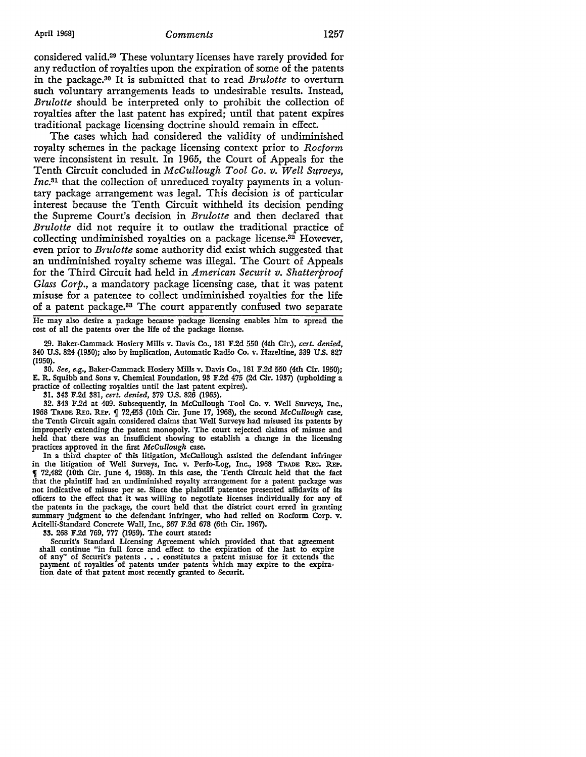considered valid.[29] These voluntary licenses have rarely provided for any reduction of royalties upon the expiration of some of the patents in the package.[30] It is submitted that to read *Brulotte* to overturn such voluntary arrangements leads to undesirable results. Instead, *Brulotte* should be interpreted only to prohibit the collection of royalties after the last patent has expired; until that patent expires traditional package licensing doctrine should remain in effect.

The cases which had considered the validity of undiminished royalty schemes in the package licensing context prior to *Rocform* were inconsistent in result. In 1965, the Court of Appeals for the Tenth Circuit concluded in *McCullough Tool Co. v. Well Surveys, Inc.*[31] that the collection of unreduced royalty payments in a voluntary package arrangement was legal. This decision is of particular interest because the Tenth Circuit withheld its decision pending the Supreme Court's decision in *Brulotte* and then declared that *Brulotte* did not require it to outlaw the traditional practice of collecting undiminished royalties on a package license.[32] However, even prior to *Brulotte* some authority did exist which suggested that an undiminished royalty scheme was illegal. The Court of Appeals for the Third Circuit had held in *American Securit v. Shatterproof Glass Corp.*, a mandatory package licensing case, that it was patent misuse for a patentee to collect undiminished royalties for the life of a patent package.[33] The court apparently confused two separate

---

He may also desire a package because package licensing enables him to spread the cost of all the patents over the life of the package license.

29. Baker-Cammack Hosiery Mills v. Davis Co., 181 F.2d 550 (4th Cir.), *cert. denied*, 340 U.S. 824 (1950); also by implication, Automatic Radio Co. v. Hazeltine, 339 U.S. 827 (1950).

30. *See, e.g.*, Baker-Cammack Hosiery Mills v. Davis Co., 181 F.2d 550 (4th Cir. 1950); E. R. Squibb and Sons v. Chemical Foundation, 93 F.2d 475 (2d Cir. 1937) (upholding a practice of collecting royalties until the last patent expires).

31. 343 F.2d 381, *cert. denied*, 379 U.S. 826 (1965).

32. 343 F.2d at 409. Subsequently, in McCullough Tool Co. v. Well Surveys, Inc., 1968 TRADE REG. REP. ¶ 72,453 (10th Cir. June 17, 1968), the second *McCullough* case, the Tenth Circuit again considered claims that Well Surveys had misused its patents by improperly extending the patent monopoly. The court rejected claims of misuse and held that there was an insufficient showing to establish a change in the licensing practices approved in the first *McCullough* case.

In a third chapter of this litigation, McCullough assisted the defendant infringer in the litigation of Well Surveys, Inc. v. Perfo-Log, Inc., 1968 TRADE REG. REP. ¶ 72,482 (10th Cir. June 4, 1968). In this case, the Tenth Circuit held that the fact that the plaintiff had an undiminished royalty arrangement for a patent package was not indicative of misuse per se. Since the plaintiff patentee presented affidavits of its officers to the effect that it was willing to negotiate licenses individually for any of the patents in the package, the court held that the district court erred in granting summary judgment to the defendant infringer, who had relied on Rocform Corp. v. Acitelli-Standard Concrete Wall, Inc., 367 F.2d 678 (6th Cir. 1967).

33. 268 F.2d 769, 777 (1959). The court stated:

> Securit's Standard Licensing Agreement which provided that that agreement shall continue "in full force and effect to the expiration of the last to expire of any" of Securit's patents . . . constitutes a patent misuse for it extends the payment of royalties of patents under patents which may expire to the expiration date of that patent most recently granted to Securit.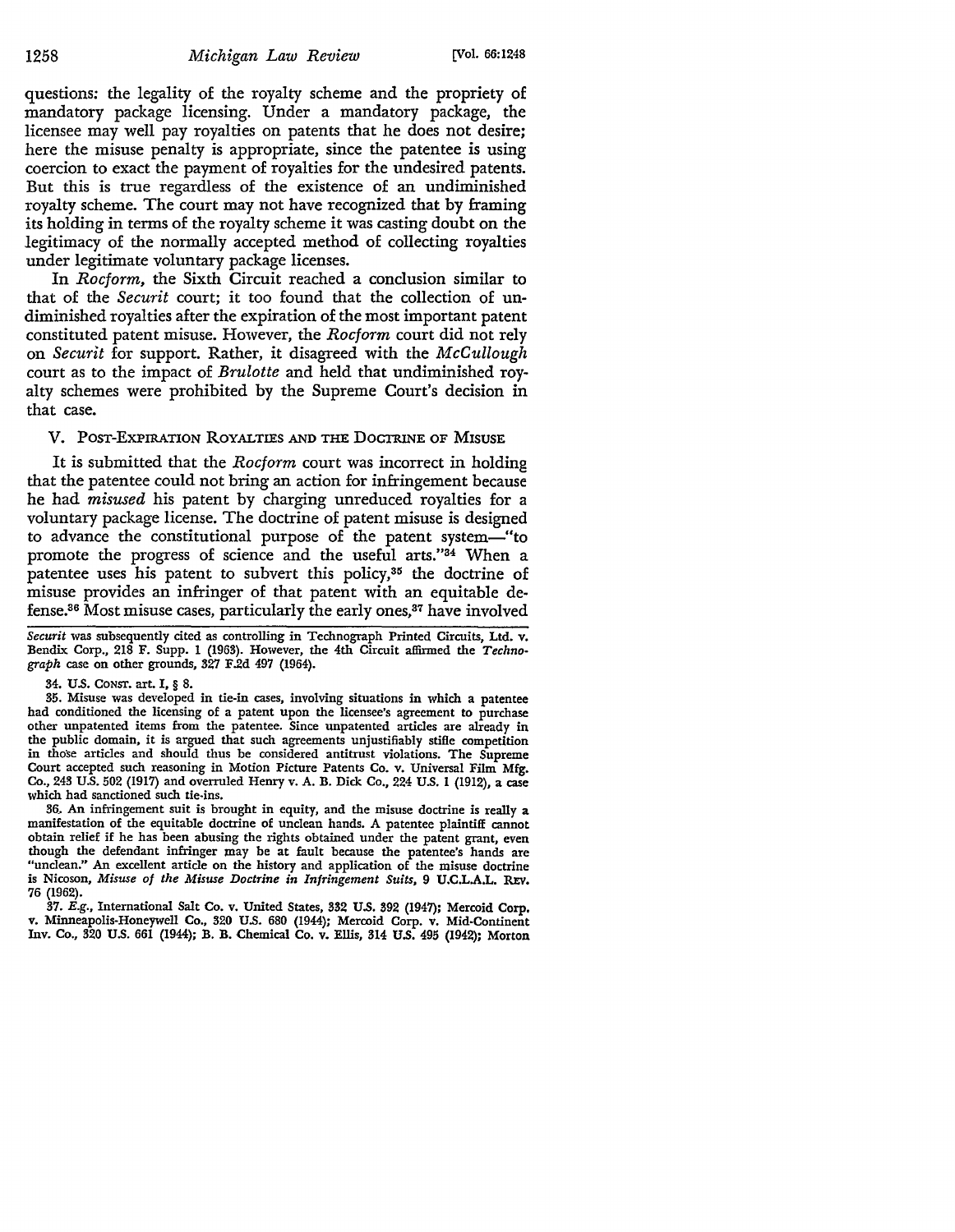questions: the legality of the royalty scheme and the propriety of mandatory package licensing. Under a mandatory package, the licensee may well pay royalties on patents that he does not desire; here the misuse penalty is appropriate, since the patentee is using coercion to exact the payment of royalties for the undesired patents. But this is true regardless of the existence of an undiminished royalty scheme. The court may not have recognized that by framing its holding in terms of the royalty scheme it was casting doubt on the legitimacy of the normally accepted method of collecting royalties under legitimate voluntary package licenses.

In *Rocform*, the Sixth Circuit reached a conclusion similar to that of the *Securit* court; it too found that the collection of undiminished royalties after the expiration of the most important patent constituted patent misuse. However, the *Rocform* court did not rely on *Securit* for support. Rather, it disagreed with the *McCullough* court as to the impact of *Brulotte* and held that undiminished royalty schemes were prohibited by the Supreme Court's decision in that case.

## V. Post-Expiration Royalties and the Doctrine of Misuse

It is submitted that the *Rocform* court was incorrect in holding that the patentee could not bring an action for infringement because he had *misused* his patent by charging unreduced royalties for a voluntary package license. The doctrine of patent misuse is designed to advance the constitutional purpose of the patent system—"to promote the progress of science and the useful arts."[34] When a patentee uses his patent to subvert this policy,[35] the doctrine of misuse provides an infringer of that patent with an equitable defense.[36] Most misuse cases, particularly the early ones,[37] have involved

---

*Securit* was subsequently cited as controlling in Technograph Printed Circuits, Ltd. v. Bendix Corp., 218 F. Supp. 1 (1963). However, the 4th Circuit affirmed the *Technograph* case on other grounds, 327 F.2d 497 (1964).

34. U.S. Const. art. I, § 8.

35. Misuse was developed in tie-in cases, involving situations in which a patentee had conditioned the licensing of a patent upon the licensee's agreement to purchase other unpatented items from the patentee. Since unpatented articles are already in the public domain, it is argued that such agreements unjustifiably stifle competition in those articles and should thus be considered antitrust violations. The Supreme Court accepted such reasoning in Motion Picture Patents Co. v. Universal Film Mfg. Co., 243 U.S. 502 (1917) and overruled Henry v. A. B. Dick Co., 224 U.S. 1 (1912), a case which had sanctioned such tie-ins.

36. An infringement suit is brought in equity, and the misuse doctrine is really a manifestation of the equitable doctrine of unclean hands. A patentee plaintiff cannot obtain relief if he has been abusing the rights obtained under the patent grant, even though the defendant infringer may be at fault because the patentee's hands are "unclean." An excellent article on the history and application of the misuse doctrine is Nicoson, *Misuse of the Misuse Doctrine in Infringement Suits*, 9 U.C.L.A.L. Rev. 76 (1962).

37. *E.g.*, International Salt Co. v. United States, 332 U.S. 392 (1947); Mercoid Corp. v. Minneapolis-Honeywell Co., 320 U.S. 680 (1944); Mercoid Corp. v. Mid-Continent Inv. Co., 320 U.S. 661 (1944); B. B. Chemical Co. v. Ellis, 314 U.S. 495 (1942); Morton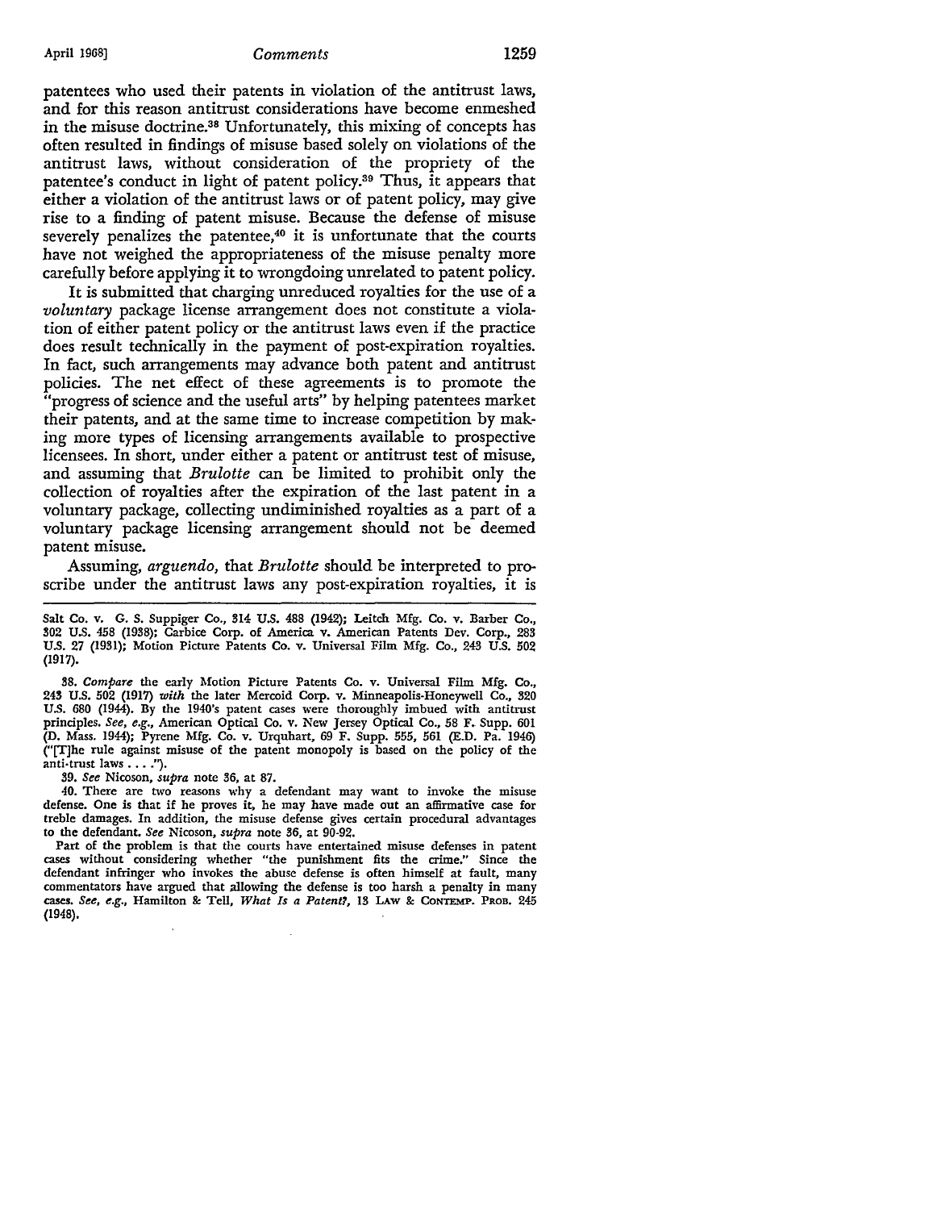patentees who used their patents in violation of the antitrust laws, and for this reason antitrust considerations have become enmeshed in the misuse doctrine.[38] Unfortunately, this mixing of concepts has often resulted in findings of misuse based solely on violations of the antitrust laws, without consideration of the propriety of the patentee's conduct in light of patent policy.[39] Thus, it appears that either a violation of the antitrust laws or of patent policy, may give rise to a finding of patent misuse. Because the defense of misuse severely penalizes the patentee,[40] it is unfortunate that the courts have not weighed the appropriateness of the misuse penalty more carefully before applying it to wrongdoing unrelated to patent policy.

It is submitted that charging unreduced royalties for the use of a *voluntary* package license arrangement does not constitute a violation of either patent policy or the antitrust laws even if the practice does result technically in the payment of post-expiration royalties. In fact, such arrangements may advance both patent and antitrust policies. The net effect of these agreements is to promote the "progress of science and the useful arts" by helping patentees market their patents, and at the same time to increase competition by making more types of licensing arrangements available to prospective licensees. In short, under either a patent or antitrust test of misuse, and assuming that *Brulotte* can be limited to prohibit only the collection of royalties after the expiration of the last patent in a voluntary package, collecting undiminished royalties as a part of a voluntary package licensing arrangement should not be deemed patent misuse.

Assuming, *arguendo*, that *Brulotte* should be interpreted to proscribe under the antitrust laws any post-expiration royalties, it is

---

Salt Co. v. G. S. Suppiger Co., 314 U.S. 488 (1942); Leitch Mfg. Co. v. Barber Co., 302 U.S. 458 (1938); Carbice Corp. of America v. American Patents Dev. Corp., 283 U.S. 27 (1931); Motion Picture Patents Co. v. Universal Film Mfg. Co., 243 U.S. 502 (1917).

38. *Compare* the early Motion Picture Patents Co. v. Universal Film Mfg. Co., 243 U.S. 502 (1917) *with* the later Mercoid Corp. v. Minneapolis-Honeywell Co., 320 U.S. 680 (1944). By the 1940's patent cases were thoroughly imbued with antitrust principles. *See, e.g.*, American Optical Co. v. New Jersey Optical Co., 58 F. Supp. 601 (D. Mass. 1944); Pyrene Mfg. Co. v. Urquhart, 69 F. Supp. 555, 561 (E.D. Pa. 1946) ("[T]he rule against misuse of the patent monopoly is based on the policy of the anti-trust laws . . . .").

39. *See* Nicoson, *supra* note 36, at 87.

40. There are two reasons why a defendant may want to invoke the misuse defense. One is that if he proves it, he may have made out an affirmative case for treble damages. In addition, the misuse defense gives certain procedural advantages to the defendant. *See* Nicoson, *supra* note 36, at 90-92.

Part of the problem is that the courts have entertained misuse defenses in patent cases without considering whether "the punishment fits the crime." Since the defendant infringer who invokes the abuse defense is often himself at fault, many commentators have argued that allowing the defense is too harsh a penalty in many cases. *See, e.g.*, Hamilton & Tell, *What Is a Patent?*, 13 LAW & CONTEMP. PROB. 245 (1948).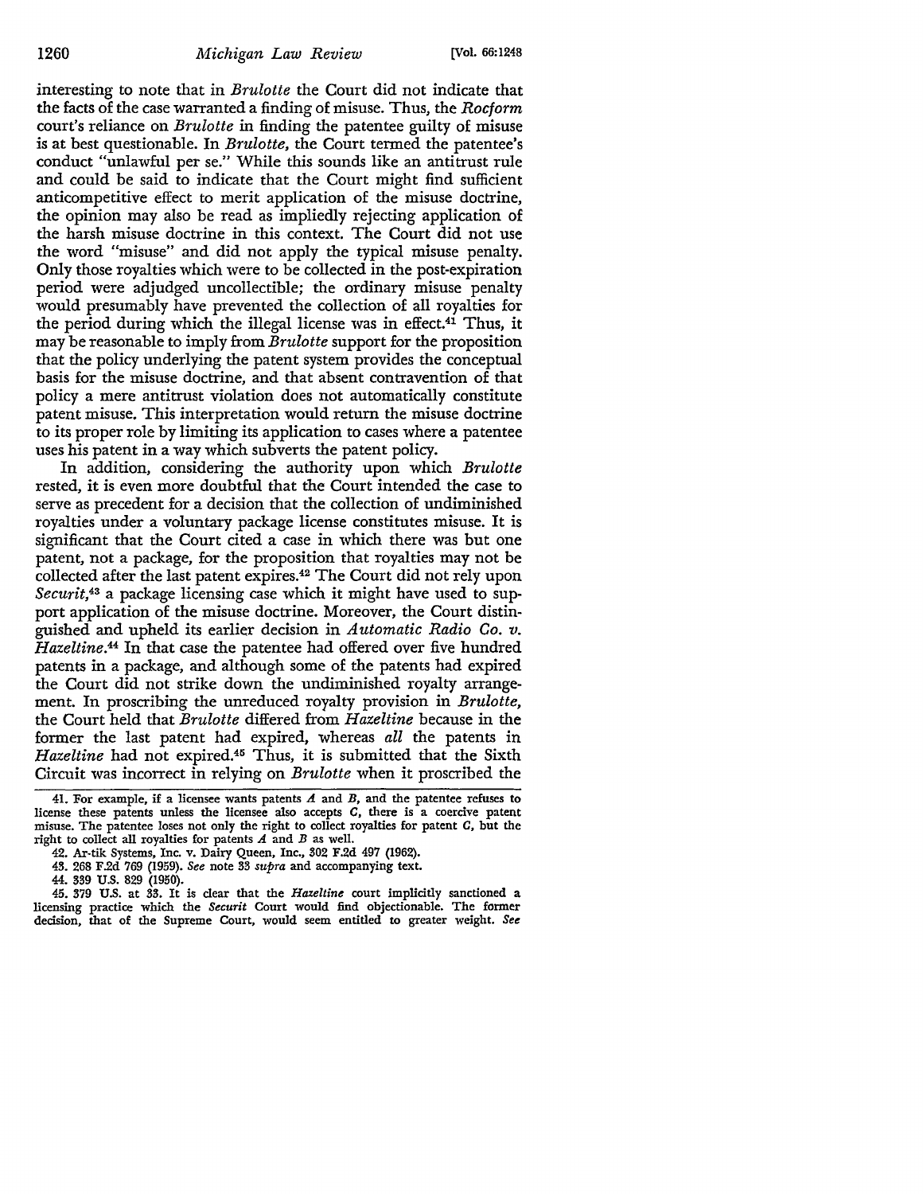interesting to note that in *Brulotte* the Court did not indicate that the facts of the case warranted a finding of misuse. Thus, the *Rocform* court's reliance on *Brulotte* in finding the patentee guilty of misuse is at best questionable. In *Brulotte*, the Court termed the patentee's conduct "unlawful per se." While this sounds like an antitrust rule and could be said to indicate that the Court might find sufficient anticompetitive effect to merit application of the misuse doctrine, the opinion may also be read as impliedly rejecting application of the harsh misuse doctrine in this context. The Court did not use the word "misuse" and did not apply the typical misuse penalty. Only those royalties which were to be collected in the post-expiration period were adjudged uncollectible; the ordinary misuse penalty would presumably have prevented the collection of all royalties for the period during which the illegal license was in effect.[41] Thus, it may be reasonable to imply from *Brulotte* support for the proposition that the policy underlying the patent system provides the conceptual basis for the misuse doctrine, and that absent contravention of that policy a mere antitrust violation does not automatically constitute patent misuse. This interpretation would return the misuse doctrine to its proper role by limiting its application to cases where a patentee uses his patent in a way which subverts the patent policy.

In addition, considering the authority upon which *Brulotte* rested, it is even more doubtful that the Court intended the case to serve as precedent for a decision that the collection of undiminished royalties under a voluntary package license constitutes misuse. It is significant that the Court cited a case in which there was but one patent, not a package, for the proposition that royalties may not be collected after the last patent expires.[42] The Court did not rely upon *Securit*,[43] a package licensing case which it might have used to support application of the misuse doctrine. Moreover, the Court distinguished and upheld its earlier decision in *Automatic Radio Co. v. Hazeltine*.[44] In that case the patentee had offered over five hundred patents in a package, and although some of the patents had expired the Court did not strike down the undiminished royalty arrangement. In proscribing the unreduced royalty provision in *Brulotte*, the Court held that *Brulotte* differed from *Hazeltine* because in the former the last patent had expired, whereas *all* the patents in *Hazeltine* had not expired.[45] Thus, it is submitted that the Sixth Circuit was incorrect in relying on *Brulotte* when it proscribed the

---

41. For example, if a licensee wants patents *A* and *B*, and the patentee refuses to license these patents unless the licensee also accepts *C*, there is a coercive patent misuse. The patentee loses not only the right to collect royalties for patent *C*, but the right to collect all royalties for patents *A* and *B* as well.

42. Ar-tik Systems, Inc. v. Dairy Queen, Inc., 302 F.2d 497 (1962).

43. 268 F.2d 769 (1959). *See* note 33 *supra* and accompanying text.

44. 339 U.S. 829 (1950).

45. 379 U.S. at 33. It is clear that the *Hazeltine* court implicitly sanctioned a licensing practice which the *Securit* Court would find objectionable. The former decision, that of the Supreme Court, would seem entitled to greater weight. *See*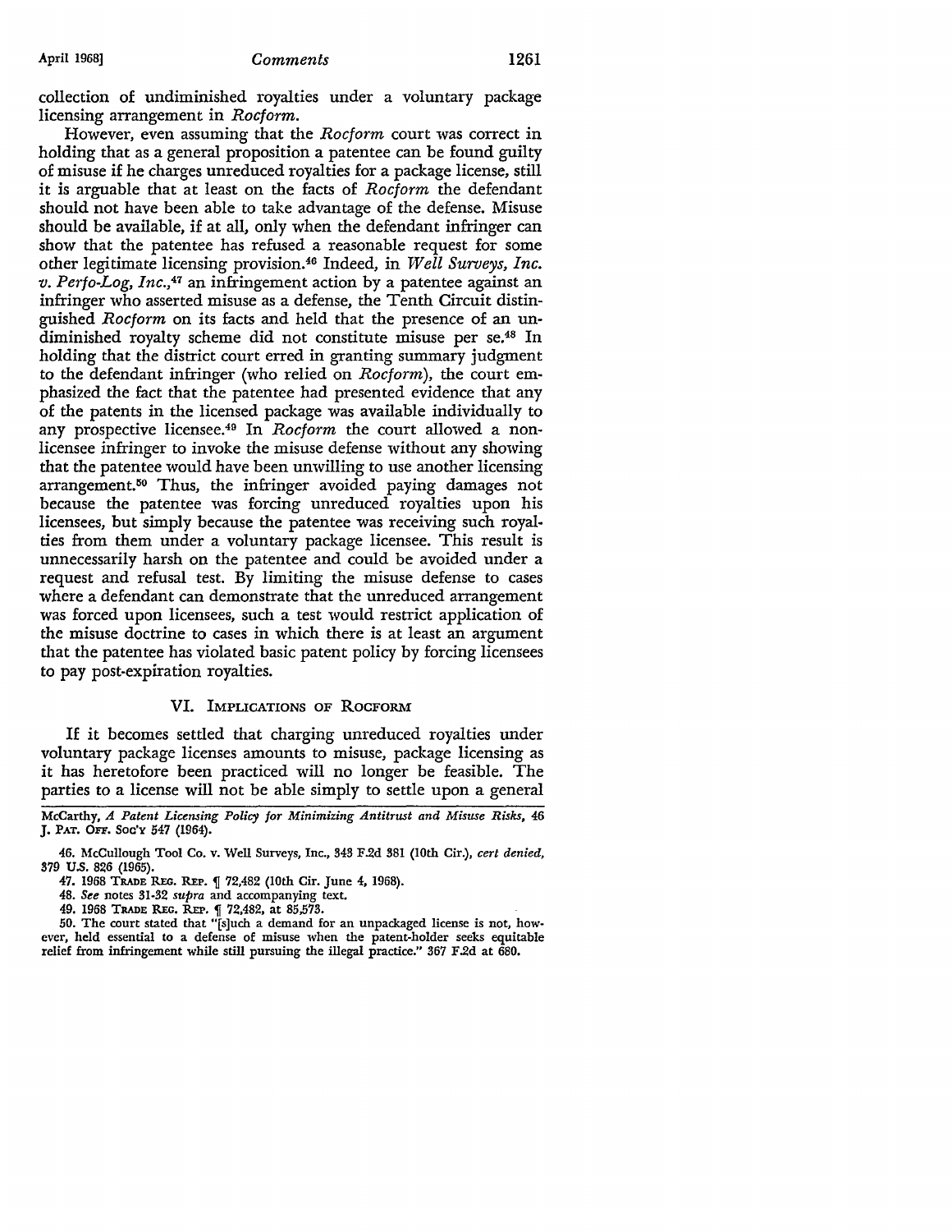collection of undiminished royalties under a voluntary package licensing arrangement in *Rocform*.

However, even assuming that the *Rocform* court was correct in holding that as a general proposition a patentee can be found guilty of misuse if he charges unreduced royalties for a package license, still it is arguable that at least on the facts of *Rocform* the defendant should not have been able to take advantage of the defense. Misuse should be available, if at all, only when the defendant infringer can show that the patentee has refused a reasonable request for some other legitimate licensing provision.[46] Indeed, in *Well Surveys, Inc. v. Perfo-Log, Inc.*,[47] an infringement action by a patentee against an infringer who asserted misuse as a defense, the Tenth Circuit distinguished *Rocform* on its facts and held that the presence of an undiminished royalty scheme did not constitute misuse per se.[48] In holding that the district court erred in granting summary judgment to the defendant infringer (who relied on *Rocform*), the court emphasized the fact that the patentee had presented evidence that any of the patents in the licensed package was available individually to any prospective licensee.[49] In *Rocform* the court allowed a nonlicensee infringer to invoke the misuse defense without any showing that the patentee would have been unwilling to use another licensing arrangement.[50] Thus, the infringer avoided paying damages not because the patentee was forcing unreduced royalties upon his licensees, but simply because the patentee was receiving such royalties from them under a voluntary package licensee. This result is unnecessarily harsh on the patentee and could be avoided under a request and refusal test. By limiting the misuse defense to cases where a defendant can demonstrate that the unreduced arrangement was forced upon licensees, such a test would restrict application of the misuse doctrine to cases in which there is at least an argument that the patentee has violated basic patent policy by forcing licensees to pay post-expiration royalties.

## VI. Implications of Rocform

If it becomes settled that charging unreduced royalties under voluntary package licenses amounts to misuse, package licensing as it has heretofore been practiced will no longer be feasible. The parties to a license will not be able simply to settle upon a general

---

McCarthy, *A Patent Licensing Policy for Minimizing Antitrust and Misuse Risks*, 46 J. Pat. Off. Soc'y 547 (1964).

46. McCullough Tool Co. v. Well Surveys, Inc., 343 F.2d 381 (10th Cir.), *cert denied*, 379 U.S. 826 (1965).

47. 1968 Trade Reg. Rep. ¶ 72,482 (10th Cir. June 4, 1968).

48. *See* notes 31-32 *supra* and accompanying text.

49. 1968 Trade Reg. Rep. ¶ 72,482, at 85,573.

50. The court stated that "[s]uch a demand for an unpackaged license is not, however, held essential to a defense of misuse when the patent-holder seeks equitable relief from infringement while still pursuing the illegal practice." 367 F.2d at 680.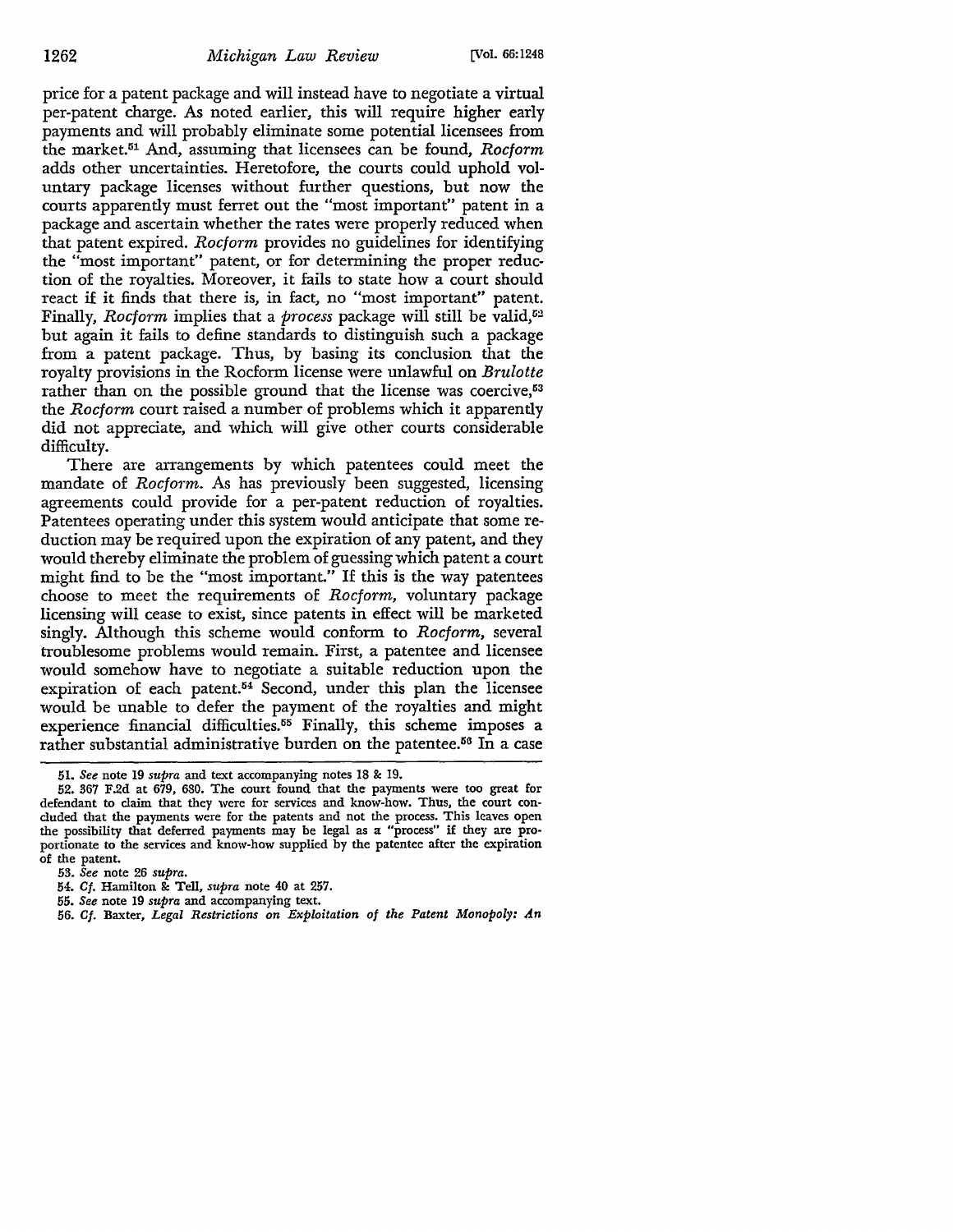price for a patent package and will instead have to negotiate a virtual per-patent charge. As noted earlier, this will require higher early payments and will probably eliminate some potential licensees from the market.[51] And, assuming that licensees can be found, *Rocform* adds other uncertainties. Heretofore, the courts could uphold voluntary package licenses without further questions, but now the courts apparently must ferret out the "most important" patent in a package and ascertain whether the rates were properly reduced when that patent expired. *Rocform* provides no guidelines for identifying the "most important" patent, or for determining the proper reduction of the royalties. Moreover, it fails to state how a court should react if it finds that there is, in fact, no "most important" patent. Finally, *Rocform* implies that a *process* package will still be valid,[52] but again it fails to define standards to distinguish such a package from a patent package. Thus, by basing its conclusion that the royalty provisions in the Rocform license were unlawful on *Brulotte* rather than on the possible ground that the license was coercive,[53] the *Rocform* court raised a number of problems which it apparently did not appreciate, and which will give other courts considerable difficulty.

There are arrangements by which patentees could meet the mandate of *Rocform*. As has previously been suggested, licensing agreements could provide for a per-patent reduction of royalties. Patentees operating under this system would anticipate that some reduction may be required upon the expiration of any patent, and they would thereby eliminate the problem of guessing which patent a court might find to be the "most important." If this is the way patentees choose to meet the requirements of *Rocform*, voluntary package licensing will cease to exist, since patents in effect will be marketed singly. Although this scheme would conform to *Rocform*, several troublesome problems would remain. First, a patentee and licensee would somehow have to negotiate a suitable reduction upon the expiration of each patent.[54] Second, under this plan the licensee would be unable to defer the payment of the royalties and might experience financial difficulties.[55] Finally, this scheme imposes a rather substantial administrative burden on the patentee.[56] In a case

---

51. *See* note 19 *supra* and text accompanying notes 18 & 19.

52. 367 F.2d at 679, 680. The court found that the payments were too great for defendant to claim that they were for services and know-how. Thus, the court concluded that the payments were for the patents and not the process. This leaves open the possibility that deferred payments may be legal as a "process" if they are proportionate to the services and know-how supplied by the patentee after the expiration of the patent.

53. *See* note 26 *supra*.

54. *Cf.* Hamilton & Tell, *supra* note 40 at 257.

55. *See* note 19 *supra* and accompanying text.

56. *Cf.* Baxter, *Legal Restrictions on Exploitation of the Patent Monopoly: An*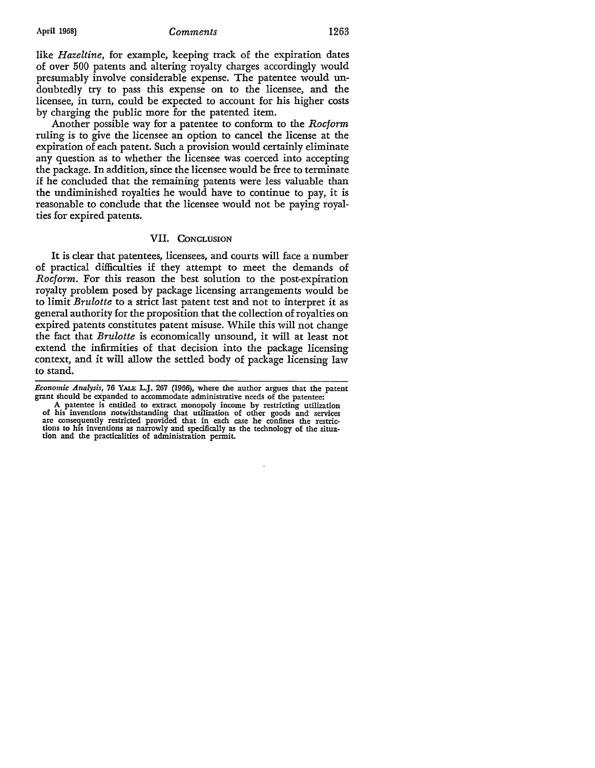like *Hazeltine*, for example, keeping track of the expiration dates of over 500 patents and altering royalty charges accordingly would presumably involve considerable expense. The patentee would undoubtedly try to pass this expense on to the licensee, and the licensee, in turn, could be expected to account for his higher costs by charging the public more for the patented item.

Another possible way for a patentee to conform to the *Rocform* ruling is to give the licensee an option to cancel the license at the expiration of each patent. Such a provision would certainly eliminate any question as to whether the licensee was coerced into accepting the package. In addition, since the licensee would be free to terminate if he concluded that the remaining patents were less valuable than the undiminished royalties he would have to continue to pay, it is reasonable to conclude that the licensee would not be paying royalties for expired patents.

## VII. CONCLUSION

It is clear that patentees, licensees, and courts will face a number of practical difficulties if they attempt to meet the demands of *Rocform*. For this reason the best solution to the post-expiration royalty problem posed by package licensing arrangements would be to limit *Brulotte* to a strict last patent test and not to interpret it as general authority for the proposition that the collection of royalties on expired patents constitutes patent misuse. While this will not change the fact that *Brulotte* is economically unsound, it will at least not extend the infirmities of that decision into the package licensing context, and it will allow the settled body of package licensing law to stand.

---

*Economic Analysis*, 76 YALE L.J. 267 (1966), where the author argues that the patent grant should be expanded to accommodate administrative needs of the patentee:

> A patentee is entitled to extract monopoly income by restricting utilization of his inventions notwithstanding that utilization of other goods and services are consequently restricted provided that in each case he confines the restrictions to his inventions as narrowly and specifically as the technology of the situation and the practicalities of administration permit.